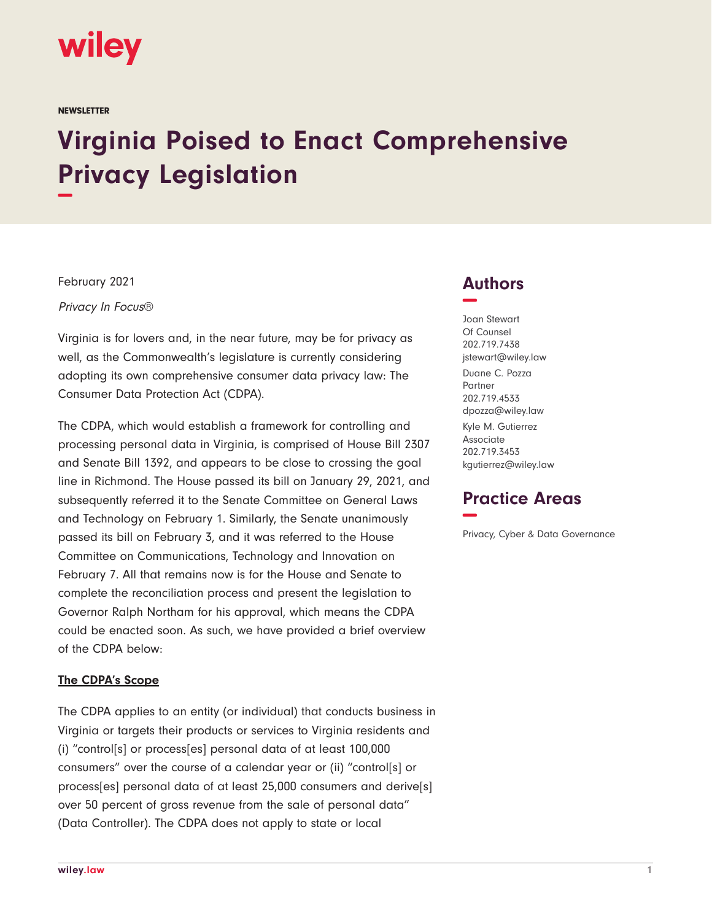wiley

NEWSLETTER

# Virginia Poised to Enact Comprehensive Privacy Legislation

February 2021

*Privacy In Focus®*

Virginia is for lovers and, in the near future, may be for privacy as well, as the Commonwealth's legislature is currently considering adopting its own comprehensive consumer data privacy law: The Consumer Data Protection Act (CDPA).

The CDPA, which would establish a framework for controlling and processing personal data in Virginia, is comprised of House Bill 2307 and Senate Bill 1392, and appears to be close to crossing the goal line in Richmond. The House passed its bill on January 29, 2021, and subsequently referred it to the Senate Committee on General Laws and Technology on February 1. Similarly, the Senate unanimously passed its bill on February 3, and it was referred to the House Committee on Communications, Technology and Innovation on February 7. All that remains now is for the House and Senate to complete the reconciliation process and present the legislation to Governor Ralph Northam for his approval, which means the CDPA could be enacted soon. As such, we have provided a brief overview of the CDPA below:

## Authors

Joan Stewart
Of Counsel
202.719.7438
jstewart@wiley.law

Duane C. Pozza
Partner
202.719.4533
dpozza@wiley.law

Kyle M. Gutierrez
Associate
202.719.3453
kgutierrez@wiley.law

## Practice Areas

Privacy, Cyber & Data Governance

**The CDPA's Scope**

The CDPA applies to an entity (or individual) that conducts business in Virginia or targets their products or services to Virginia residents and (i) "control[s] or process[es] personal data of at least 100,000 consumers" over the course of a calendar year or (ii) "control[s] or process[es] personal data of at least 25,000 consumers and derive[s] over 50 percent of gross revenue from the sale of personal data" (Data Controller). The CDPA does not apply to state or local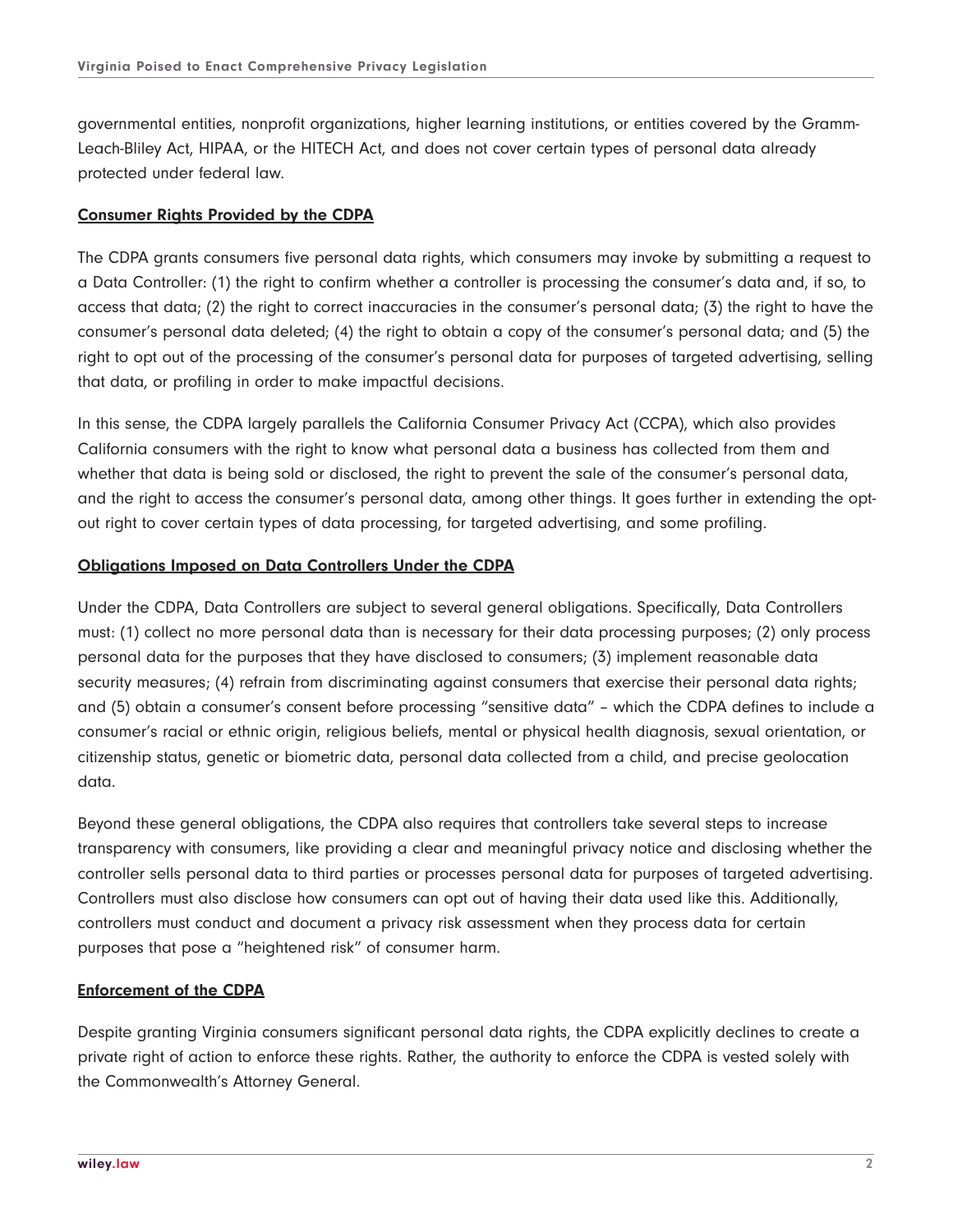governmental entities, nonprofit organizations, higher learning institutions, or entities covered by the Gramm-Leach-Bliley Act, HIPAA, or the HITECH Act, and does not cover certain types of personal data already protected under federal law.

## Consumer Rights Provided by the CDPA

The CDPA grants consumers five personal data rights, which consumers may invoke by submitting a request to a Data Controller: (1) the right to confirm whether a controller is processing the consumer's data and, if so, to access that data; (2) the right to correct inaccuracies in the consumer's personal data; (3) the right to have the consumer's personal data deleted; (4) the right to obtain a copy of the consumer's personal data; and (5) the right to opt out of the processing of the consumer's personal data for purposes of targeted advertising, selling that data, or profiling in order to make impactful decisions.

In this sense, the CDPA largely parallels the California Consumer Privacy Act (CCPA), which also provides California consumers with the right to know what personal data a business has collected from them and whether that data is being sold or disclosed, the right to prevent the sale of the consumer's personal data, and the right to access the consumer's personal data, among other things. It goes further in extending the opt-out right to cover certain types of data processing, for targeted advertising, and some profiling.

## Obligations Imposed on Data Controllers Under the CDPA

Under the CDPA, Data Controllers are subject to several general obligations. Specifically, Data Controllers must: (1) collect no more personal data than is necessary for their data processing purposes; (2) only process personal data for the purposes that they have disclosed to consumers; (3) implement reasonable data security measures; (4) refrain from discriminating against consumers that exercise their personal data rights; and (5) obtain a consumer's consent before processing "sensitive data" – which the CDPA defines to include a consumer's racial or ethnic origin, religious beliefs, mental or physical health diagnosis, sexual orientation, or citizenship status, genetic or biometric data, personal data collected from a child, and precise geolocation data.

Beyond these general obligations, the CDPA also requires that controllers take several steps to increase transparency with consumers, like providing a clear and meaningful privacy notice and disclosing whether the controller sells personal data to third parties or processes personal data for purposes of targeted advertising. Controllers must also disclose how consumers can opt out of having their data used like this. Additionally, controllers must conduct and document a privacy risk assessment when they process data for certain purposes that pose a "heightened risk" of consumer harm.

## Enforcement of the CDPA

Despite granting Virginia consumers significant personal data rights, the CDPA explicitly declines to create a private right of action to enforce these rights. Rather, the authority to enforce the CDPA is vested solely with the Commonwealth's Attorney General.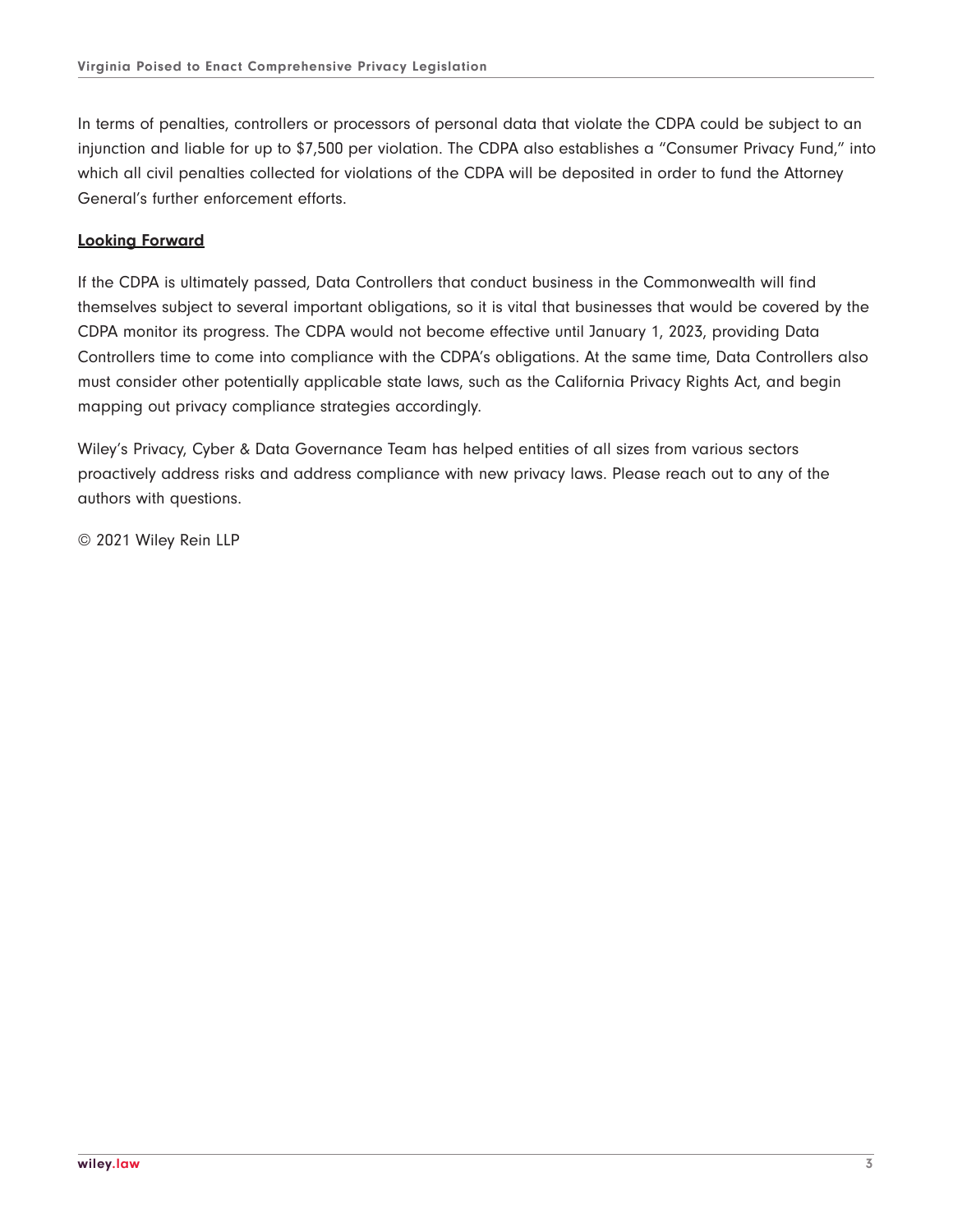In terms of penalties, controllers or processors of personal data that violate the CDPA could be subject to an injunction and liable for up to $7,500 per violation. The CDPA also establishes a "Consumer Privacy Fund," into which all civil penalties collected for violations of the CDPA will be deposited in order to fund the Attorney General's further enforcement efforts.

## Looking Forward

If the CDPA is ultimately passed, Data Controllers that conduct business in the Commonwealth will find themselves subject to several important obligations, so it is vital that businesses that would be covered by the CDPA monitor its progress. The CDPA would not become effective until January 1, 2023, providing Data Controllers time to come into compliance with the CDPA's obligations. At the same time, Data Controllers also must consider other potentially applicable state laws, such as the California Privacy Rights Act, and begin mapping out privacy compliance strategies accordingly.

Wiley's Privacy, Cyber & Data Governance Team has helped entities of all sizes from various sectors proactively address risks and address compliance with new privacy laws. Please reach out to any of the authors with questions.

© 2021 Wiley Rein LLP